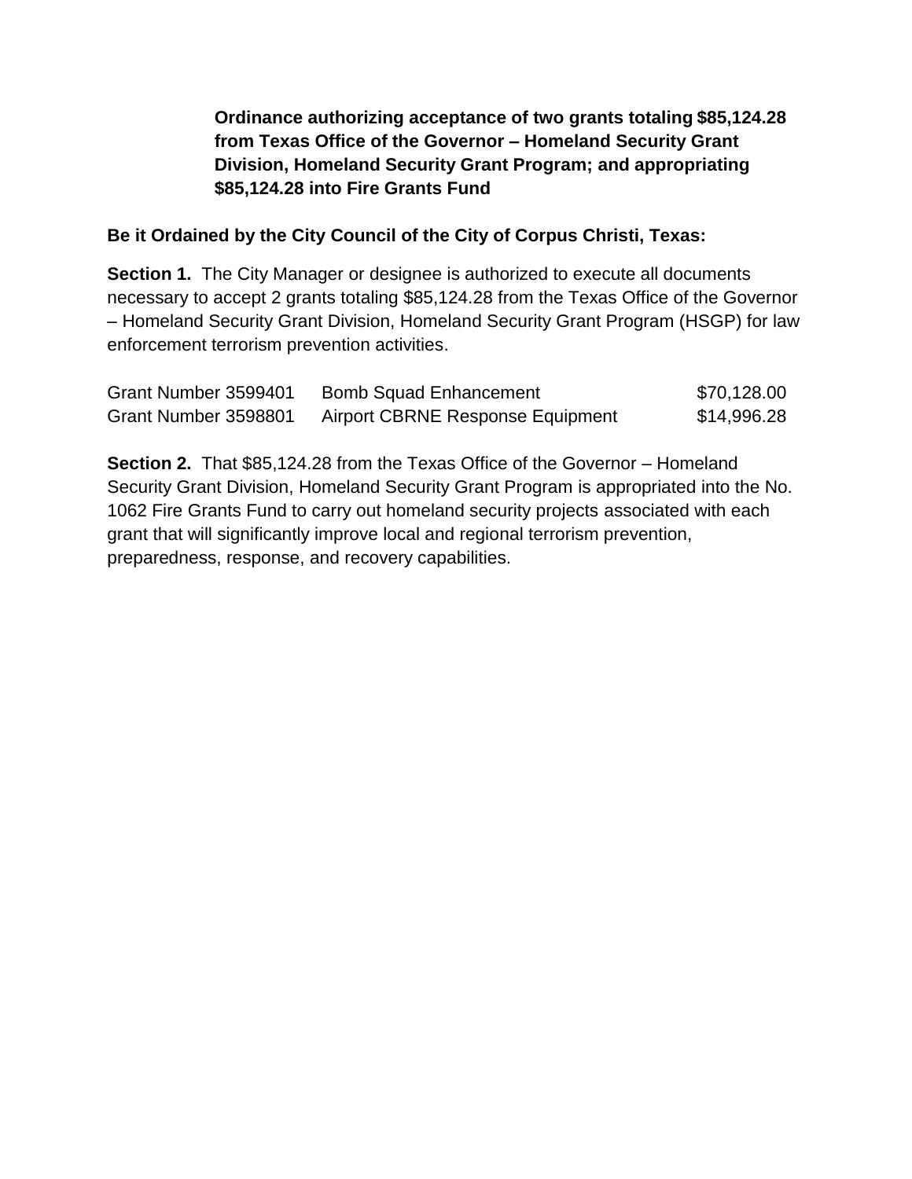**Ordinance authorizing acceptance of two grants totaling $85,124.28 from Texas Office of the Governor – Homeland Security Grant Division, Homeland Security Grant Program; and appropriating $85,124.28 into Fire Grants Fund**

**Be it Ordained by the City Council of the City of Corpus Christi, Texas:**

**Section 1.** The City Manager or designee is authorized to execute all documents necessary to accept 2 grants totaling $85,124.28 from the Texas Office of the Governor – Homeland Security Grant Division, Homeland Security Grant Program (HSGP) for law enforcement terrorism prevention activities.

| | | |
|---|---|---|
| Grant Number 3599401 | Bomb Squad Enhancement | $70,128.00 |
| Grant Number 3598801 | Airport CBRNE Response Equipment | $14,996.28 |

**Section 2.** That $85,124.28 from the Texas Office of the Governor – Homeland Security Grant Division, Homeland Security Grant Program is appropriated into the No. 1062 Fire Grants Fund to carry out homeland security projects associated with each grant that will significantly improve local and regional terrorism prevention, preparedness, response, and recovery capabilities.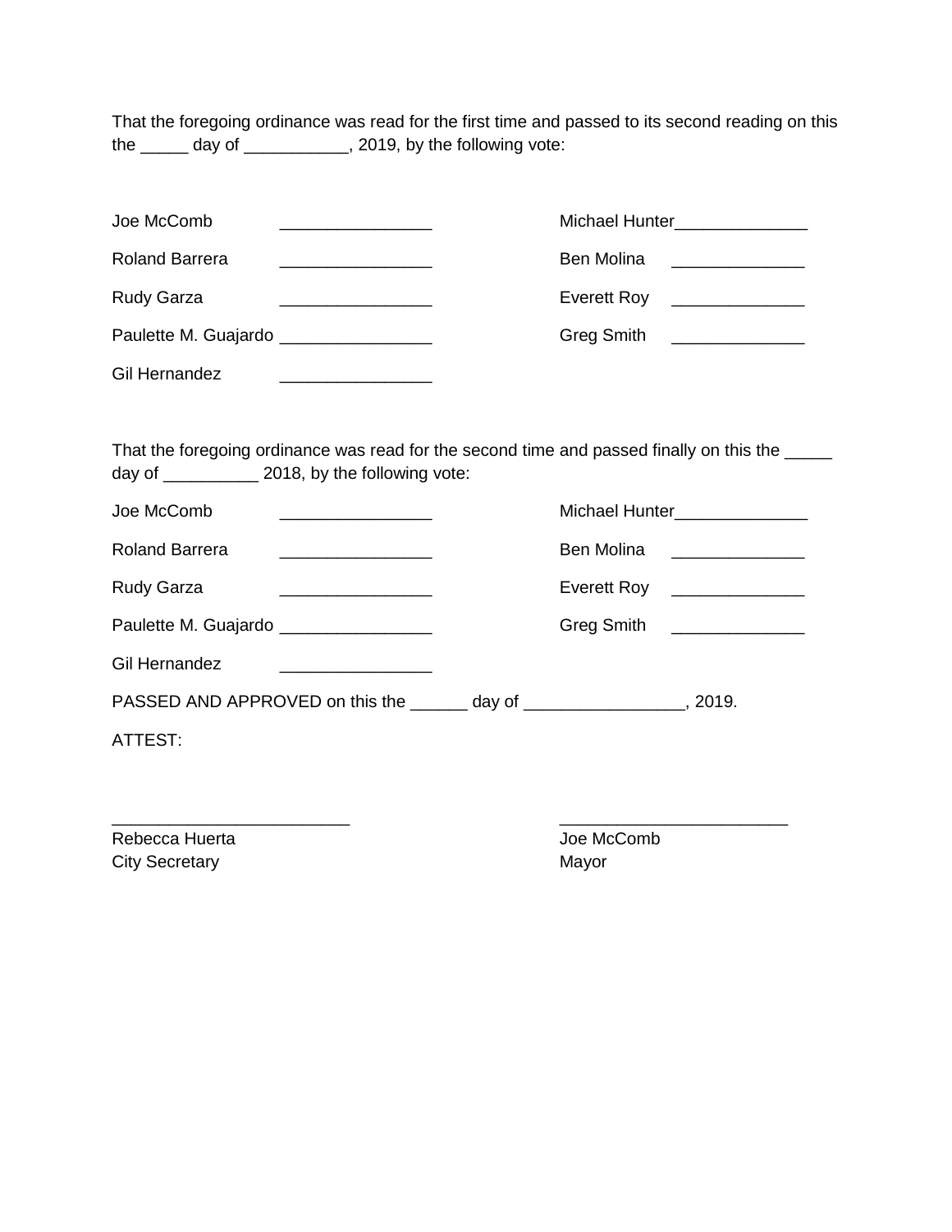That the foregoing ordinance was read for the first time and passed to its second reading on this the _____ day of ___________, 2019, by the following vote:

| | | | |
|---|---|---|---|
| Joe McComb | ________________ | Michael Hunter | ______________ |
| Roland Barrera | ________________ | Ben Molina | ______________ |
| Rudy Garza | ________________ | Everett Roy | ______________ |
| Paulette M. Guajardo | ________________ | Greg Smith | ______________ |
| Gil Hernandez | ________________ | | |

That the foregoing ordinance was read for the second time and passed finally on this the _____ day of __________ 2018, by the following vote:

| | | | |
|---|---|---|---|
| Joe McComb | ________________ | Michael Hunter | ______________ |
| Roland Barrera | ________________ | Ben Molina | ______________ |
| Rudy Garza | ________________ | Everett Roy | ______________ |
| Paulette M. Guajardo | ________________ | Greg Smith | ______________ |
| Gil Hernandez | ________________ | | |

PASSED AND APPROVED on this the ______ day of _________________, 2019.

ATTEST:

_________________________

Rebecca Huerta
City Secretary

________________________

Joe McComb
Mayor